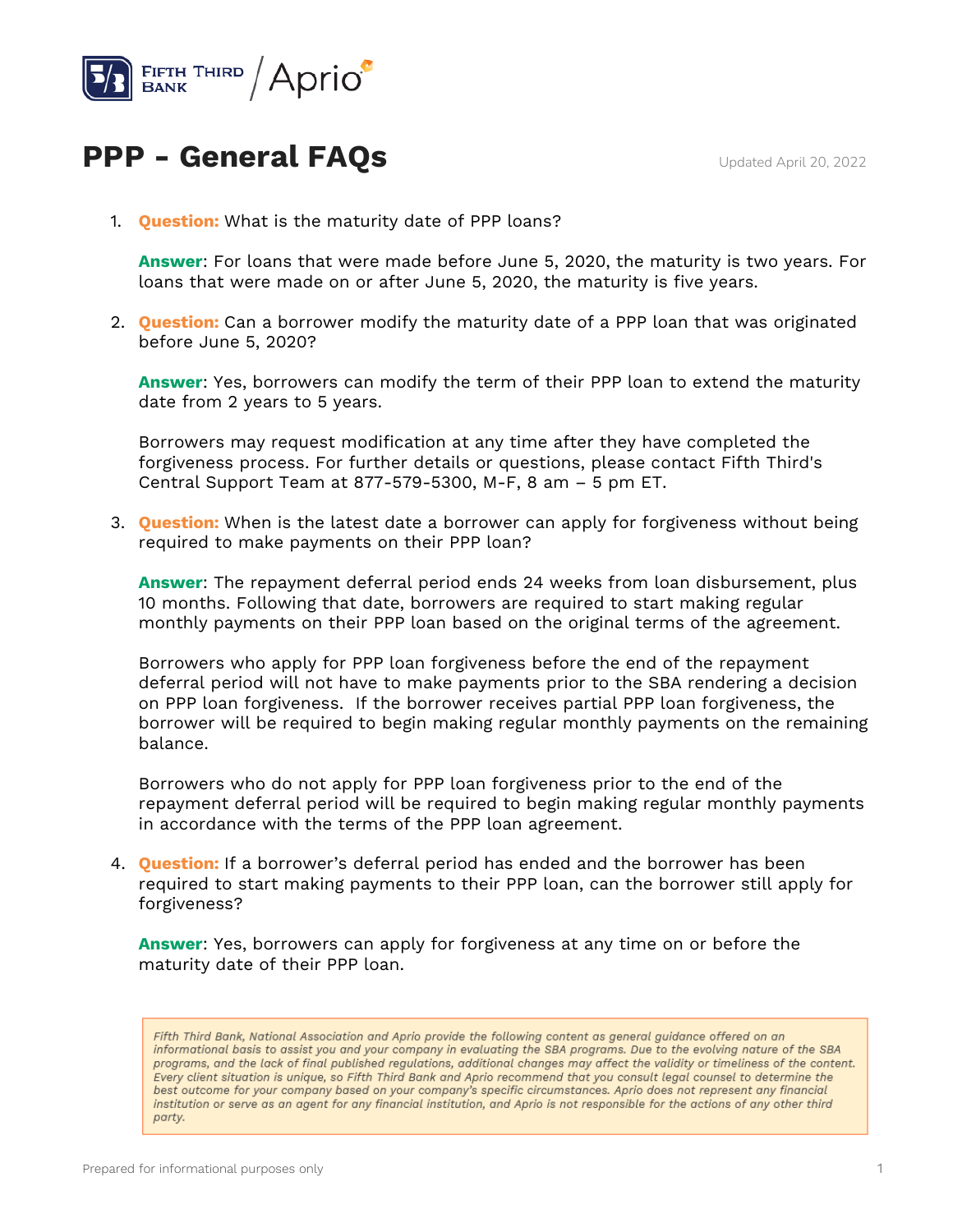# PPP - General FAQs

Updated April 20, 2022

1. **Question:** What is the maturity date of PPP loans?

   **Answer**: For loans that were made before June 5, 2020, the maturity is two years. For loans that were made on or after June 5, 2020, the maturity is five years.

2. **Question:** Can a borrower modify the maturity date of a PPP loan that was originated before June 5, 2020?

   **Answer**: Yes, borrowers can modify the term of their PPP loan to extend the maturity date from 2 years to 5 years.

   Borrowers may request modification at any time after they have completed the forgiveness process. For further details or questions, please contact Fifth Third's Central Support Team at 877-579-5300, M-F, 8 am – 5 pm ET.

3. **Question:** When is the latest date a borrower can apply for forgiveness without being required to make payments on their PPP loan?

   **Answer**: The repayment deferral period ends 24 weeks from loan disbursement, plus 10 months. Following that date, borrowers are required to start making regular monthly payments on their PPP loan based on the original terms of the agreement.

   Borrowers who apply for PPP loan forgiveness before the end of the repayment deferral period will not have to make payments prior to the SBA rendering a decision on PPP loan forgiveness. If the borrower receives partial PPP loan forgiveness, the borrower will be required to begin making regular monthly payments on the remaining balance.

   Borrowers who do not apply for PPP loan forgiveness prior to the end of the repayment deferral period will be required to begin making regular monthly payments in accordance with the terms of the PPP loan agreement.

4. **Question:** If a borrower's deferral period has ended and the borrower has been required to start making payments to their PPP loan, can the borrower still apply for forgiveness?

   **Answer**: Yes, borrowers can apply for forgiveness at any time on or before the maturity date of their PPP loan.

*Fifth Third Bank, National Association and Aprio provide the following content as general guidance offered on an informational basis to assist you and your company in evaluating the SBA programs. Due to the evolving nature of the SBA programs, and the lack of final published regulations, additional changes may affect the validity or timeliness of the content. Every client situation is unique, so Fifth Third Bank and Aprio recommend that you consult legal counsel to determine the best outcome for your company based on your company's specific circumstances. Aprio does not represent any financial institution or serve as an agent for any financial institution, and Aprio is not responsible for the actions of any other third party.*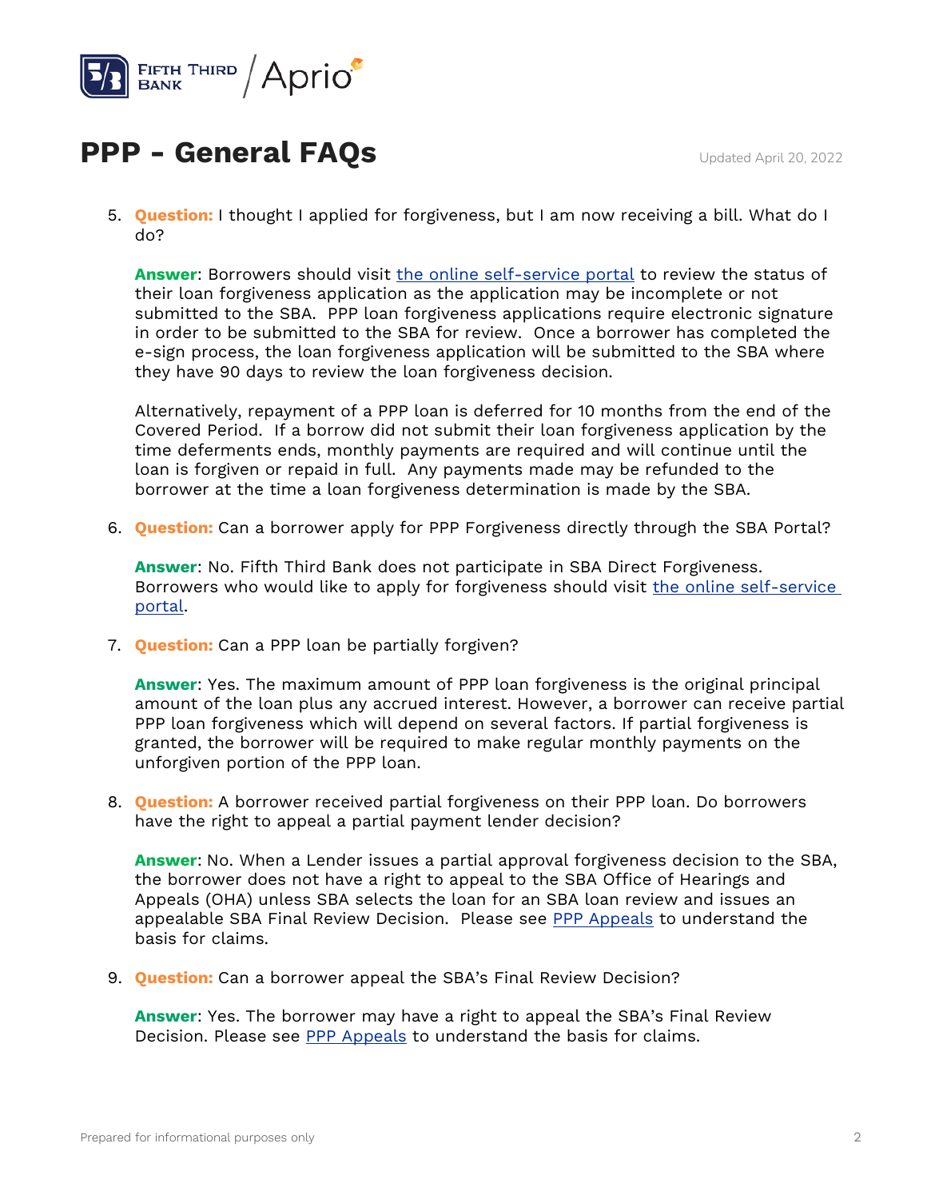# PPP - General FAQs

Updated April 20, 2022

5. **Question:** I thought I applied for forgiveness, but I am now receiving a bill. What do I do?

   **Answer**: Borrowers should visit the online self-service portal to review the status of their loan forgiveness application as the application may be incomplete or not submitted to the SBA. PPP loan forgiveness applications require electronic signature in order to be submitted to the SBA for review. Once a borrower has completed the e-sign process, the loan forgiveness application will be submitted to the SBA where they have 90 days to review the loan forgiveness decision.

   Alternatively, repayment of a PPP loan is deferred for 10 months from the end of the Covered Period. If a borrow did not submit their loan forgiveness application by the time deferments ends, monthly payments are required and will continue until the loan is forgiven or repaid in full. Any payments made may be refunded to the borrower at the time a loan forgiveness determination is made by the SBA.

6. **Question:** Can a borrower apply for PPP Forgiveness directly through the SBA Portal?

   **Answer**: No. Fifth Third Bank does not participate in SBA Direct Forgiveness. Borrowers who would like to apply for forgiveness should visit the online self-service portal.

7. **Question:** Can a PPP loan be partially forgiven?

   **Answer**: Yes. The maximum amount of PPP loan forgiveness is the original principal amount of the loan plus any accrued interest. However, a borrower can receive partial PPP loan forgiveness which will depend on several factors. If partial forgiveness is granted, the borrower will be required to make regular monthly payments on the unforgiven portion of the PPP loan.

8. **Question:** A borrower received partial forgiveness on their PPP loan. Do borrowers have the right to appeal a partial payment lender decision?

   **Answer**: No. When a Lender issues a partial approval forgiveness decision to the SBA, the borrower does not have a right to appeal to the SBA Office of Hearings and Appeals (OHA) unless SBA selects the loan for an SBA loan review and issues an appealable SBA Final Review Decision. Please see PPP Appeals to understand the basis for claims.

9. **Question:** Can a borrower appeal the SBA's Final Review Decision?

   **Answer**: Yes. The borrower may have a right to appeal the SBA's Final Review Decision. Please see PPP Appeals to understand the basis for claims.

Prepared for informational purposes only